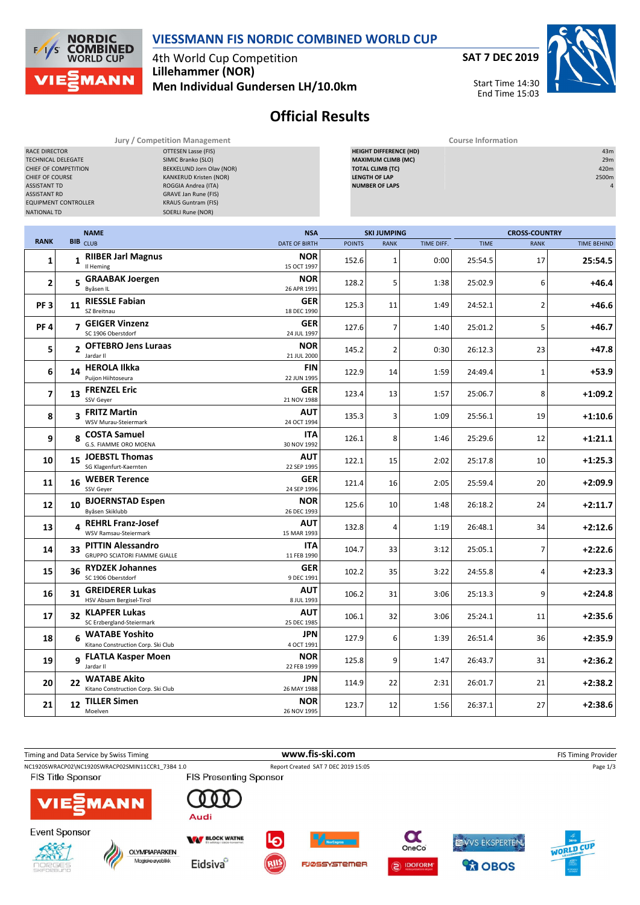# VIESSMANN FIS NORDIC COMBINED WORLD CUP

4th World Cup Competition
**Lillehammer (NOR)**
**Men Individual Gundersen LH/10.0km**

**SAT 7 DEC 2019**

Start Time 14:30
End Time 15:03

## Official Results

**Jury / Competition Management**

| | |
|---|---|
| RACE DIRECTOR | OTTESEN Lasse (FIS) |
| TECHNICAL DELEGATE | SIMIC Branko (SLO) |
| CHIEF OF COMPETITION | BEKKELUND Jorn Olav (NOR) |
| CHIEF OF COURSE | KANKERUD Kristen (NOR) |
| ASSISTANT TD | ROGGIA Andrea (ITA) |
| ASSISTANT RD | GRAVE Jan Rune (FIS) |
| EQUIPMENT CONTROLLER | KRAUS Guntram (FIS) |
| NATIONAL TD | SOERLI Rune (NOR) |

**Course Information**

| | |
|---|---|
| HEIGHT DIFFERENCE (HD) | 43m |
| MAXIMUM CLIMB (MC) | 29m |
| TOTAL CLIMB (TC) | 420m |
| LENGTH OF LAP | 2500m |
| NUMBER OF LAPS | 4 |

| RANK | BIB | NAME / CLUB | NSA / DATE OF BIRTH | SKI JUMPING POINTS | SKI JUMPING RANK | SKI JUMPING TIME DIFF. | CROSS-COUNTRY TIME | CROSS-COUNTRY RANK | TIME BEHIND |
|---|---|---|---|---|---|---|---|---|---|
| 1 | 1 | **RIIBER Jarl Magnus** Il Heming | **NOR** 15 OCT 1997 | 152.6 | 1 | 0:00 | 25:54.5 | 17 | **25:54.5** |
| 2 | 5 | **GRAABAK Joergen** Byåsen IL | **NOR** 26 APR 1991 | 128.2 | 5 | 1:38 | 25:02.9 | 6 | **+46.4** |
| PF 3 | 11 | **RIESSLE Fabian** SZ Breitnau | **GER** 18 DEC 1990 | 125.3 | 11 | 1:49 | 24:52.1 | 2 | **+46.6** |
| PF 4 | 7 | **GEIGER Vinzenz** SC 1906 Oberstdorf | **GER** 24 JUL 1997 | 127.6 | 7 | 1:40 | 25:01.2 | 5 | **+46.7** |
| 5 | 2 | **OFTEBRO Jens Luraas** Jardar Il | **NOR** 21 JUL 2000 | 145.2 | 2 | 0:30 | 26:12.3 | 23 | **+47.8** |
| 6 | 14 | **HEROLA Ilkka** Puijon Hiihtoseura | **FIN** 22 JUN 1995 | 122.9 | 14 | 1:59 | 24:49.4 | 1 | **+53.9** |
| 7 | 13 | **FRENZEL Eric** SSV Geyer | **GER** 21 NOV 1988 | 123.4 | 13 | 1:57 | 25:06.7 | 8 | **+1:09.2** |
| 8 | 3 | **FRITZ Martin** WSV Murau-Steiermark | **AUT** 24 OCT 1994 | 135.3 | 3 | 1:09 | 25:56.1 | 19 | **+1:10.6** |
| 9 | 8 | **COSTA Samuel** G.S. FIAMME ORO MOENA | **ITA** 30 NOV 1992 | 126.1 | 8 | 1:46 | 25:29.6 | 12 | **+1:21.1** |
| 10 | 15 | **JOEBSTL Thomas** SG Klagenfurt-Kaernten | **AUT** 22 SEP 1995 | 122.1 | 15 | 2:02 | 25:17.8 | 10 | **+1:25.3** |
| 11 | 16 | **WEBER Terence** SSV Geyer | **GER** 24 SEP 1996 | 121.4 | 16 | 2:05 | 25:59.4 | 20 | **+2:09.9** |
| 12 | 10 | **BJOERNSTAD Espen** Byåsen Skiklubb | **NOR** 26 DEC 1993 | 125.6 | 10 | 1:48 | 26:18.2 | 24 | **+2:11.7** |
| 13 | 4 | **REHRL Franz-Josef** WSV Ramsau-Steiermark | **AUT** 15 MAR 1993 | 132.8 | 4 | 1:19 | 26:48.1 | 34 | **+2:12.6** |
| 14 | 33 | **PITTIN Alessandro** GRUPPO SCIATORI FIAMME GIALLE | **ITA** 11 FEB 1990 | 104.7 | 33 | 3:12 | 25:05.1 | 7 | **+2:22.6** |
| 15 | 36 | **RYDZEK Johannes** SC 1906 Oberstdorf | **GER** 9 DEC 1991 | 102.2 | 35 | 3:22 | 24:55.8 | 4 | **+2:23.3** |
| 16 | 31 | **GREIDERER Lukas** HSV Absam Bergisel-Tirol | **AUT** 8 JUL 1993 | 106.2 | 31 | 3:06 | 25:13.3 | 9 | **+2:24.8** |
| 17 | 32 | **KLAPFER Lukas** SC Erzbergland-Steiermark | **AUT** 25 DEC 1985 | 106.1 | 32 | 3:06 | 25:24.1 | 11 | **+2:35.6** |
| 18 | 6 | **WATABE Yoshito** Kitano Construction Corp. Ski Club | **JPN** 4 OCT 1991 | 127.9 | 6 | 1:39 | 26:51.4 | 36 | **+2:35.9** |
| 19 | 9 | **FLATLA Kasper Moen** Jardar Il | **NOR** 22 FEB 1999 | 125.8 | 9 | 1:47 | 26:43.7 | 31 | **+2:36.2** |
| 20 | 22 | **WATABE Akito** Kitano Construction Corp. Ski Club | **JPN** 26 MAY 1988 | 114.9 | 22 | 2:31 | 26:01.7 | 21 | **+2:38.2** |
| 21 | 12 | **TILLER Simen** Moelven | **NOR** 26 NOV 1995 | 123.7 | 12 | 1:56 | 26:37.1 | 27 | **+2:38.6** |

Timing and Data Service by Swiss Timing — www.fis-ski.com — FIS Timing Provider

NC1920SWRACP02\NC1920SWRACP02SMIN11CCR1_73B4 1.0 — Report Created SAT 7 DEC 2019 15:05

FIS Title Sponsor: VIESSMANN — FIS Presenting Sponsor: Audi

Event Sponsor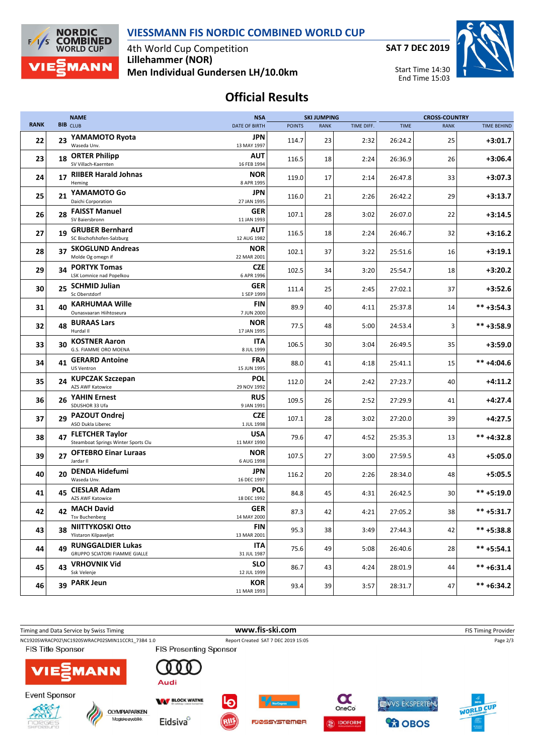# VIESSMANN FIS NORDIC COMBINED WORLD CUP

4th World Cup Competition
**Lillehammer (NOR)**
**Men Individual Gundersen LH/10.0km**

**SAT 7 DEC 2019**

Start Time 14:30
End Time 15:03

## Official Results

| RANK | BIB | NAME / CLUB | NSA / DATE OF BIRTH | SKI JUMPING POINTS | SKI JUMPING RANK | SKI JUMPING TIME DIFF. | CROSS-COUNTRY TIME | CROSS-COUNTRY RANK | TIME BEHIND |
|---|---|---|---|---|---|---|---|---|---|
| 22 | 23 | **YAMAMOTO Ryota** Waseda Unv. | **JPN** 13 MAY 1997 | 114.7 | 23 | 2:32 | 26:24.2 | 25 | **+3:01.7** |
| 23 | 18 | **ORTER Philipp** SV Villach-Kaernten | **AUT** 16 FEB 1994 | 116.5 | 18 | 2:24 | 26:36.9 | 26 | **+3:06.4** |
| 24 | 17 | **RIIBER Harald Johnas** Heming | **NOR** 8 APR 1995 | 119.0 | 17 | 2:14 | 26:47.8 | 33 | **+3:07.3** |
| 25 | 21 | **YAMAMOTO Go** Daichi Corporation | **JPN** 27 JAN 1995 | 116.0 | 21 | 2:26 | 26:42.2 | 29 | **+3:13.7** |
| 26 | 28 | **FAISST Manuel** SV Baiersbronn | **GER** 11 JAN 1993 | 107.1 | 28 | 3:02 | 26:07.0 | 22 | **+3:14.5** |
| 27 | 19 | **GRUBER Bernhard** SC Bischofshofen-Salzburg | **AUT** 12 AUG 1982 | 116.5 | 18 | 2:24 | 26:46.7 | 32 | **+3:16.2** |
| 28 | 37 | **SKOGLUND Andreas** Molde Og omegn if | **NOR** 22 MAR 2001 | 102.1 | 37 | 3:22 | 25:51.6 | 16 | **+3:19.1** |
| 29 | 34 | **PORTYK Tomas** LSK Lomnice nad Popelkou | **CZE** 6 APR 1996 | 102.5 | 34 | 3:20 | 25:54.7 | 18 | **+3:20.2** |
| 30 | 25 | **SCHMID Julian** Sc Oberstdorf | **GER** 1 SEP 1999 | 111.4 | 25 | 2:45 | 27:02.1 | 37 | **+3:52.6** |
| 31 | 40 | **KARHUMAA Wille** Ounasvaaran Hiihtoseura | **FIN** 7 JUN 2000 | 89.9 | 40 | 4:11 | 25:37.8 | 14 | ** **+3:54.3** |
| 32 | 48 | **BURAAS Lars** Hurdal Il | **NOR** 17 JAN 1995 | 77.5 | 48 | 5:00 | 24:53.4 | 3 | ** **+3:58.9** |
| 33 | 30 | **KOSTNER Aaron** G.S. FIAMME ORO MOENA | **ITA** 8 JUL 1999 | 106.5 | 30 | 3:04 | 26:49.5 | 35 | **+3:59.0** |
| 34 | 41 | **GERARD Antoine** US Ventron | **FRA** 15 JUN 1995 | 88.0 | 41 | 4:18 | 25:41.1 | 15 | ** **+4:04.6** |
| 35 | 24 | **KUPCZAK Szczepan** AZS AWF Katowice | **POL** 29 NOV 1992 | 112.0 | 24 | 2:42 | 27:23.7 | 40 | **+4:11.2** |
| 36 | 26 | **YAHIN Ernest** SDUSHOR 33 Ufa | **RUS** 9 JAN 1991 | 109.5 | 26 | 2:52 | 27:29.9 | 41 | **+4:27.4** |
| 37 | 29 | **PAZOUT Ondrej** ASO Dukla Liberec | **CZE** 1 JUL 1998 | 107.1 | 28 | 3:02 | 27:20.0 | 39 | **+4:27.5** |
| 38 | 47 | **FLETCHER Taylor** Steamboat Springs Winter Sports Clu | **USA** 11 MAY 1990 | 79.6 | 47 | 4:52 | 25:35.3 | 13 | ** **+4:32.8** |
| 39 | 27 | **OFTEBRO Einar Luraas** Jardar Il | **NOR** 6 AUG 1998 | 107.5 | 27 | 3:00 | 27:59.5 | 43 | **+5:05.0** |
| 40 | 20 | **DENDA Hidefumi** Waseda Unv. | **JPN** 16 DEC 1997 | 116.2 | 20 | 2:26 | 28:34.0 | 48 | **+5:05.5** |
| 41 | 45 | **CIESLAR Adam** AZS AWF Katowice | **POL** 18 DEC 1992 | 84.8 | 45 | 4:31 | 26:42.5 | 30 | ** **+5:19.0** |
| 42 | 42 | **MACH David** Tsv Buchenberg | **GER** 14 MAY 2000 | 87.3 | 42 | 4:21 | 27:05.2 | 38 | ** **+5:31.7** |
| 43 | 38 | **NIITTYKOSKI Otto** Ylistaron Kilpaveljet | **FIN** 13 MAR 2001 | 95.3 | 38 | 3:49 | 27:44.3 | 42 | ** **+5:38.8** |
| 44 | 49 | **RUNGGALDIER Lukas** GRUPPO SCIATORI FIAMME GIALLE | **ITA** 31 JUL 1987 | 75.6 | 49 | 5:08 | 26:40.6 | 28 | ** **+5:54.1** |
| 45 | 43 | **VRHOVNIK Vid** Ssk Velenje | **SLO** 12 JUL 1999 | 86.7 | 43 | 4:24 | 28:01.9 | 44 | ** **+6:31.4** |
| 46 | 39 | **PARK Jeun** | **KOR** 11 MAR 1993 | 93.4 | 39 | 3:57 | 28:31.7 | 47 | ** **+6:34.2** |

Timing and Data Service by Swiss Timing — www.fis-ski.com — FIS Timing Provider

NC1920SWRACP02\NC1920SWRACP02SMIN11CCR1_73B4 1.0 — Report Created SAT 7 DEC 2019 15:05

FIS Title Sponsor: VIESSMANN — FIS Presenting Sponsor: Audi

Event Sponsor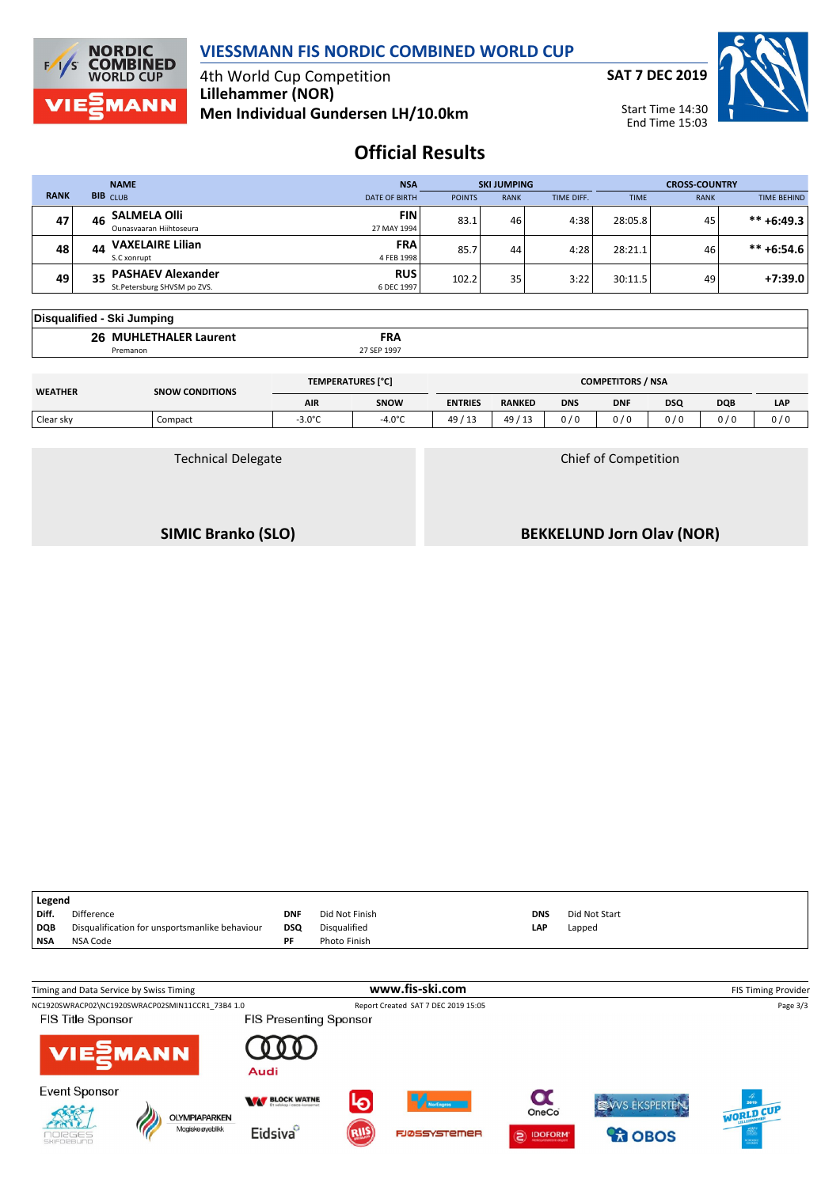# VIESSMANN FIS NORDIC COMBINED WORLD CUP

4th World Cup Competition
**Lillehammer (NOR)**
**Men Individual Gundersen LH/10.0km**

**SAT 7 DEC 2019**

Start Time 14:30
End Time 15:03

## Official Results

| RANK | BIB | NAME / CLUB | NSA / DATE OF BIRTH | SKI JUMPING POINTS | SKI JUMPING RANK | SKI JUMPING TIME DIFF. | CROSS-COUNTRY TIME | CROSS-COUNTRY RANK | CROSS-COUNTRY TIME BEHIND |
|---|---|---|---|---|---|---|---|---|---|
| 47 | 46 | **SALMELA Olli** Ounasvaaran Hiihtoseura | **FIN** 27 MAY 1994 | 83.1 | 46 | 4:38 | 28:05.8 | 45 | ** +6:49.3 |
| 48 | 44 | **VAXELAIRE Lilian** S.C xonrupt | **FRA** 4 FEB 1998 | 85.7 | 44 | 4:28 | 28:21.1 | 46 | ** +6:54.6 |
| 49 | 35 | **PASHAEV Alexander** St.Petersburg SHVSM po ZVS. | **RUS** 6 DEC 1997 | 102.2 | 35 | 3:22 | 30:11.5 | 49 | +7:39.0 |

**Disqualified - Ski Jumping**

| BIB | NAME / CLUB | NSA / DATE OF BIRTH |
|---|---|---|
| 26 | **MUHLETHALER Laurent** Premanon | **FRA** 27 SEP 1997 |

| WEATHER | SNOW CONDITIONS | TEMPERATURES [°C] | | COMPETITORS / NSA | | | | | | |
|---|---|---|---|---|---|---|---|---|---|---|
| | | AIR | SNOW | ENTRIES | RANKED | DNS | DNF | DSQ | DQB | LAP |
| Clear sky | Compact | -3.0°C | -4.0°C | 49 / 13 | 49 / 13 | 0 / 0 | 0 / 0 | 0 / 0 | 0 / 0 | 0 / 0 |

| Technical Delegate | Chief of Competition |
|---|---|
| **SIMIC Branko (SLO)** | **BEKKELUND Jorn Olav (NOR)** |

**Legend**

| | | | | | |
|---|---|---|---|---|---|
| **Diff.** | Difference | **DNF** | Did Not Finish | **DNS** | Did Not Start |
| **DQB** | Disqualification for unsportsmanlike behaviour | **DSQ** | Disqualified | **LAP** | Lapped |
| **NSA** | NSA Code | **PF** | Photo Finish | | |

Timing and Data Service by Swiss Timing — www.fis-ski.com — FIS Timing Provider

NC1920SWRACP02\NC1920SWRACP02SMIN11CCR1_73B4 1.0 — Report Created SAT 7 DEC 2019 15:05

FIS Title Sponsor — FIS Presenting Sponsor — Event Sponsor